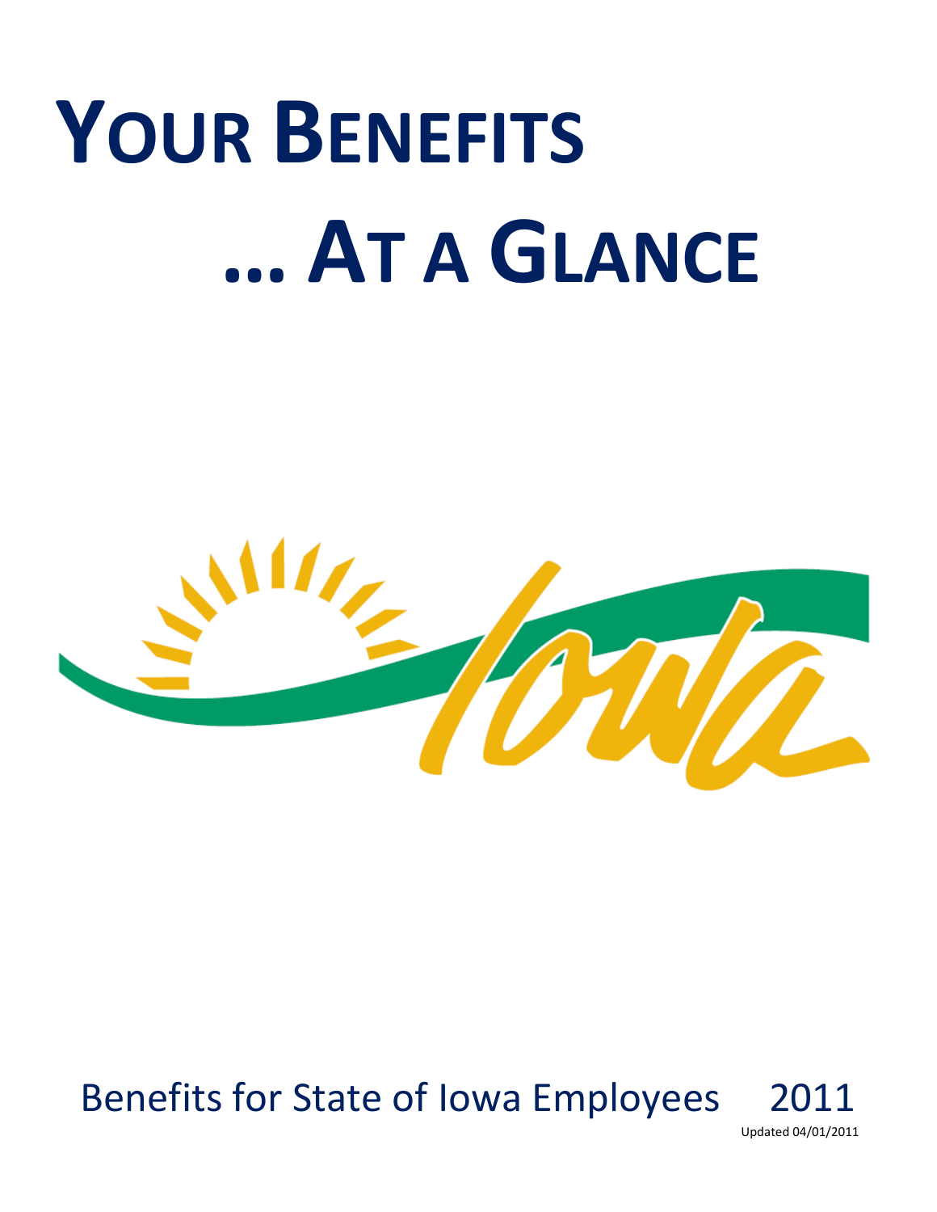# YOUR BENEFITS

# ... AT A GLANCE

Benefits for State of Iowa Employees 2011

Updated 04/01/2011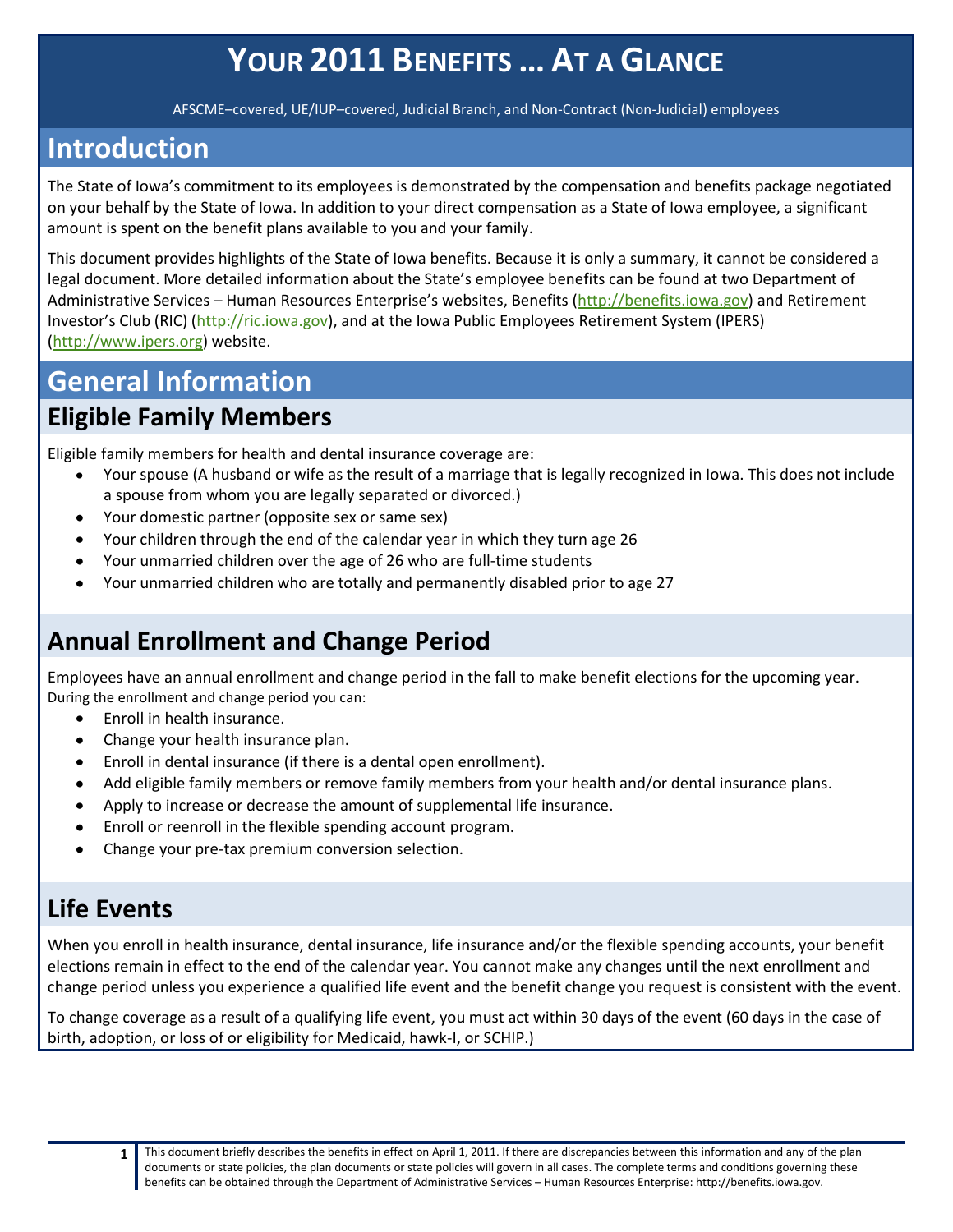# YOUR 2011 BENEFITS … AT A GLANCE

AFSCME–covered, UE/IUP–covered, Judicial Branch, and Non-Contract (Non-Judicial) employees

## Introduction

The State of Iowa's commitment to its employees is demonstrated by the compensation and benefits package negotiated on your behalf by the State of Iowa. In addition to your direct compensation as a State of Iowa employee, a significant amount is spent on the benefit plans available to you and your family.

This document provides highlights of the State of Iowa benefits. Because it is only a summary, it cannot be considered a legal document. More detailed information about the State's employee benefits can be found at two Department of Administrative Services – Human Resources Enterprise's websites, Benefits (http://benefits.iowa.gov) and Retirement Investor's Club (RIC) (http://ric.iowa.gov), and at the Iowa Public Employees Retirement System (IPERS) (http://www.ipers.org) website.

## General Information

### Eligible Family Members

Eligible family members for health and dental insurance coverage are:

- Your spouse (A husband or wife as the result of a marriage that is legally recognized in Iowa. This does not include a spouse from whom you are legally separated or divorced.)
- Your domestic partner (opposite sex or same sex)
- Your children through the end of the calendar year in which they turn age 26
- Your unmarried children over the age of 26 who are full-time students
- Your unmarried children who are totally and permanently disabled prior to age 27

### Annual Enrollment and Change Period

Employees have an annual enrollment and change period in the fall to make benefit elections for the upcoming year. During the enrollment and change period you can:

- Enroll in health insurance.
- Change your health insurance plan.
- Enroll in dental insurance (if there is a dental open enrollment).
- Add eligible family members or remove family members from your health and/or dental insurance plans.
- Apply to increase or decrease the amount of supplemental life insurance.
- Enroll or reenroll in the flexible spending account program.
- Change your pre-tax premium conversion selection.

### Life Events

When you enroll in health insurance, dental insurance, life insurance and/or the flexible spending accounts, your benefit elections remain in effect to the end of the calendar year. You cannot make any changes until the next enrollment and change period unless you experience a qualified life event and the benefit change you request is consistent with the event.

To change coverage as a result of a qualifying life event, you must act within 30 days of the event (60 days in the case of birth, adoption, or loss of or eligibility for Medicaid, hawk-I, or SCHIP.)

This document briefly describes the benefits in effect on April 1, 2011. If there are discrepancies between this information and any of the plan documents or state policies, the plan documents or state policies will govern in all cases. The complete terms and conditions governing these benefits can be obtained through the Department of Administrative Services – Human Resources Enterprise: http://benefits.iowa.gov.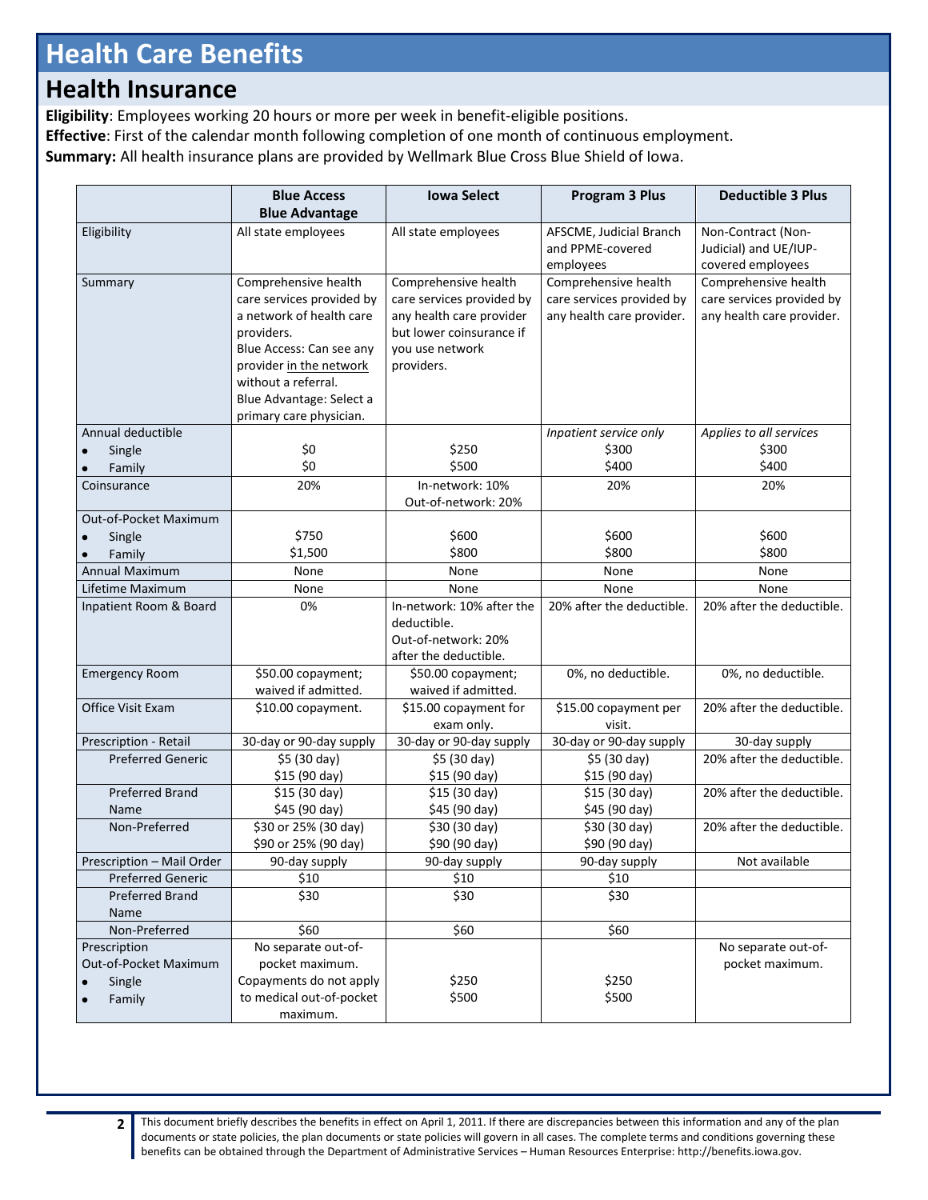# Health Care Benefits

## Health Insurance

**Eligibility**: Employees working 20 hours or more per week in benefit-eligible positions.
**Effective**: First of the calendar month following completion of one month of continuous employment.
**Summary:** All health insurance plans are provided by Wellmark Blue Cross Blue Shield of Iowa.

| | Blue Access Blue Advantage | Iowa Select | Program 3 Plus | Deductible 3 Plus |
|---|---|---|---|---|
| Eligibility | All state employees | All state employees | AFSCME, Judicial Branch and PPME-covered employees | Non-Contract (Non-Judicial) and UE/IUP-covered employees |
| Summary | Comprehensive health care services provided by a network of health care providers. Blue Access: Can see any provider in the network without a referral. Blue Advantage: Select a primary care physician. | Comprehensive health care services provided by any health care provider but lower coinsurance if you use network providers. | Comprehensive health care services provided by any health care provider. | Comprehensive health care services provided by any health care provider. |
| Annual deductible | | | *Inpatient service only* | *Applies to all services* |
| • Single | $0 | $250 | $300 | $300 |
| • Family | $0 | $500 | $400 | $400 |
| Coinsurance | 20% | In-network: 10% Out-of-network: 20% | 20% | 20% |
| Out-of-Pocket Maximum | | | | |
| • Single | $750 | $600 | $600 | $600 |
| • Family | $1,500 | $800 | $800 | $800 |
| Annual Maximum | None | None | None | None |
| Lifetime Maximum | None | None | None | None |
| Inpatient Room & Board | 0% | In-network: 10% after the deductible. Out-of-network: 20% after the deductible. | 20% after the deductible. | 20% after the deductible. |
| Emergency Room | $50.00 copayment; waived if admitted. | $50.00 copayment; waived if admitted. | 0%, no deductible. | 0%, no deductible. |
| Office Visit Exam | $10.00 copayment. | $15.00 copayment for exam only. | $15.00 copayment per visit. | 20% after the deductible. |
| Prescription - Retail | 30-day or 90-day supply | 30-day or 90-day supply | 30-day or 90-day supply | 30-day supply |
| Preferred Generic | $5 (30 day) $15 (90 day) | $5 (30 day) $15 (90 day) | $5 (30 day) $15 (90 day) | 20% after the deductible. |
| Preferred Brand Name | $15 (30 day) $45 (90 day) | $15 (30 day) $45 (90 day) | $15 (30 day) $45 (90 day) | 20% after the deductible. |
| Non-Preferred | $30 or 25% (30 day) $90 or 25% (90 day) | $30 (30 day) $90 (90 day) | $30 (30 day) $90 (90 day) | 20% after the deductible. |
| Prescription – Mail Order | 90-day supply | 90-day supply | 90-day supply | Not available |
| Preferred Generic | $10 | $10 | $10 | |
| Preferred Brand Name | $30 | $30 | $30 | |
| Non-Preferred | $60 | $60 | $60 | |
| Prescription Out-of-Pocket Maximum | No separate out-of-pocket maximum. Copayments do not apply to medical out-of-pocket maximum. | | | No separate out-of-pocket maximum. |
| • Single | | $250 | $250 | |
| • Family | | $500 | $500 | |

This document briefly describes the benefits in effect on April 1, 2011. If there are discrepancies between this information and any of the plan documents or state policies, the plan documents or state policies will govern in all cases. The complete terms and conditions governing these benefits can be obtained through the Department of Administrative Services – Human Resources Enterprise: http://benefits.iowa.gov.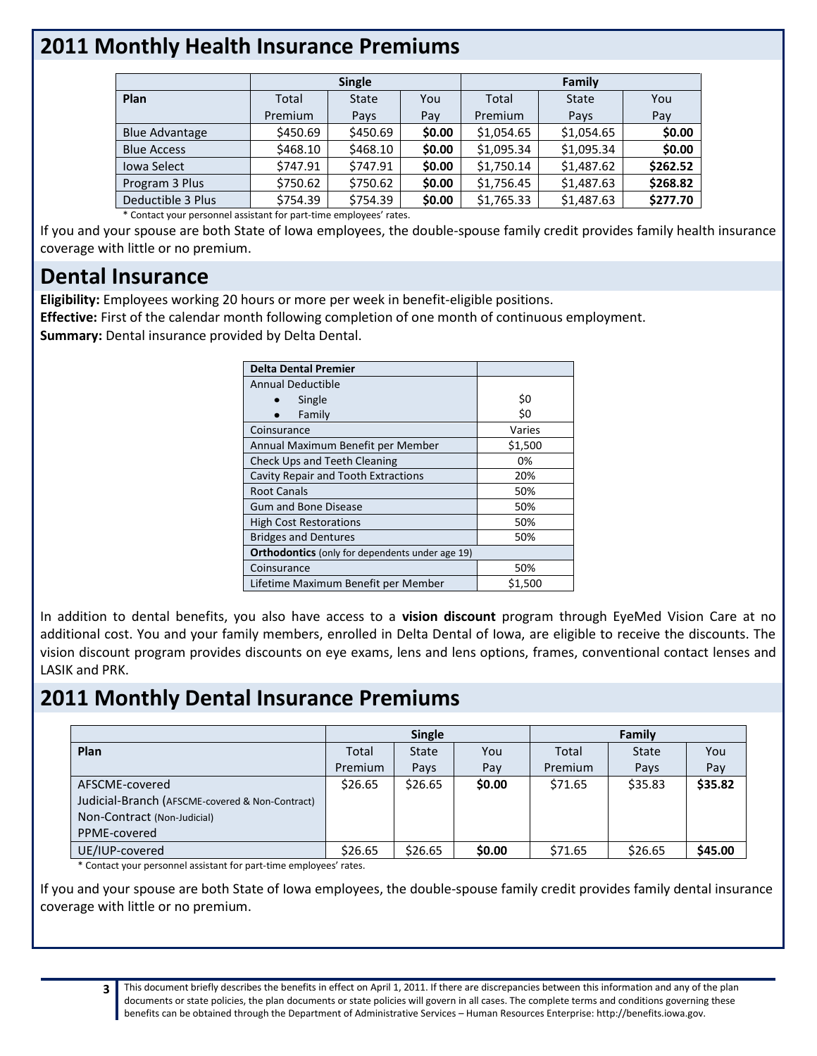## 2011 Monthly Health Insurance Premiums

| | Single | | | Family | | |
|---|---|---|---|---|---|---|
| **Plan** | Total Premium | State Pays | You Pay | Total Premium | State Pays | You Pay |
| Blue Advantage | $450.69 | $450.69 | **$0.00** | $1,054.65 | $1,054.65 | **$0.00** |
| Blue Access | $468.10 | $468.10 | **$0.00** | $1,095.34 | $1,095.34 | **$0.00** |
| Iowa Select | $747.91 | $747.91 | **$0.00** | $1,750.14 | $1,487.62 | **$262.52** |
| Program 3 Plus | $750.62 | $750.62 | **$0.00** | $1,756.45 | $1,487.63 | **$268.82** |
| Deductible 3 Plus | $754.39 | $754.39 | **$0.00** | $1,765.33 | $1,487.63 | **$277.70** |

* Contact your personnel assistant for part-time employees' rates.

If you and your spouse are both State of Iowa employees, the double-spouse family credit provides family health insurance coverage with little or no premium.

## Dental Insurance

**Eligibility:** Employees working 20 hours or more per week in benefit-eligible positions.

**Effective:** First of the calendar month following completion of one month of continuous employment.

**Summary:** Dental insurance provided by Delta Dental.

| **Delta Dental Premier** | |
|---|---|
| Annual Deductible | |
| • Single | $0 |
| • Family | $0 |
| Coinsurance | Varies |
| Annual Maximum Benefit per Member | $1,500 |
| Check Ups and Teeth Cleaning | 0% |
| Cavity Repair and Tooth Extractions | 20% |
| Root Canals | 50% |
| Gum and Bone Disease | 50% |
| High Cost Restorations | 50% |
| Bridges and Dentures | 50% |
| **Orthodontics** (only for dependents under age 19) | |
| Coinsurance | 50% |
| Lifetime Maximum Benefit per Member | $1,500 |

In addition to dental benefits, you also have access to a **vision discount** program through EyeMed Vision Care at no additional cost. You and your family members, enrolled in Delta Dental of Iowa, are eligible to receive the discounts. The vision discount program provides discounts on eye exams, lens and lens options, frames, conventional contact lenses and LASIK and PRK.

## 2011 Monthly Dental Insurance Premiums

| | Single | | | Family | | |
|---|---|---|---|---|---|---|
| **Plan** | Total Premium | State Pays | You Pay | Total Premium | State Pays | You Pay |
| AFSCME-covered<br>Judicial-Branch (AFSCME-covered & Non-Contract)<br>Non-Contract (Non-Judicial)<br>PPME-covered | $26.65 | $26.65 | **$0.00** | $71.65 | $35.83 | **$35.82** |
| UE/IUP-covered | $26.65 | $26.65 | **$0.00** | $71.65 | $26.65 | **$45.00** |

* Contact your personnel assistant for part-time employees' rates.

If you and your spouse are both State of Iowa employees, the double-spouse family credit provides family dental insurance coverage with little or no premium.

This document briefly describes the benefits in effect on April 1, 2011. If there are discrepancies between this information and any of the plan documents or state policies, the plan documents or state policies will govern in all cases. The complete terms and conditions governing these benefits can be obtained through the Department of Administrative Services – Human Resources Enterprise: http://benefits.iowa.gov.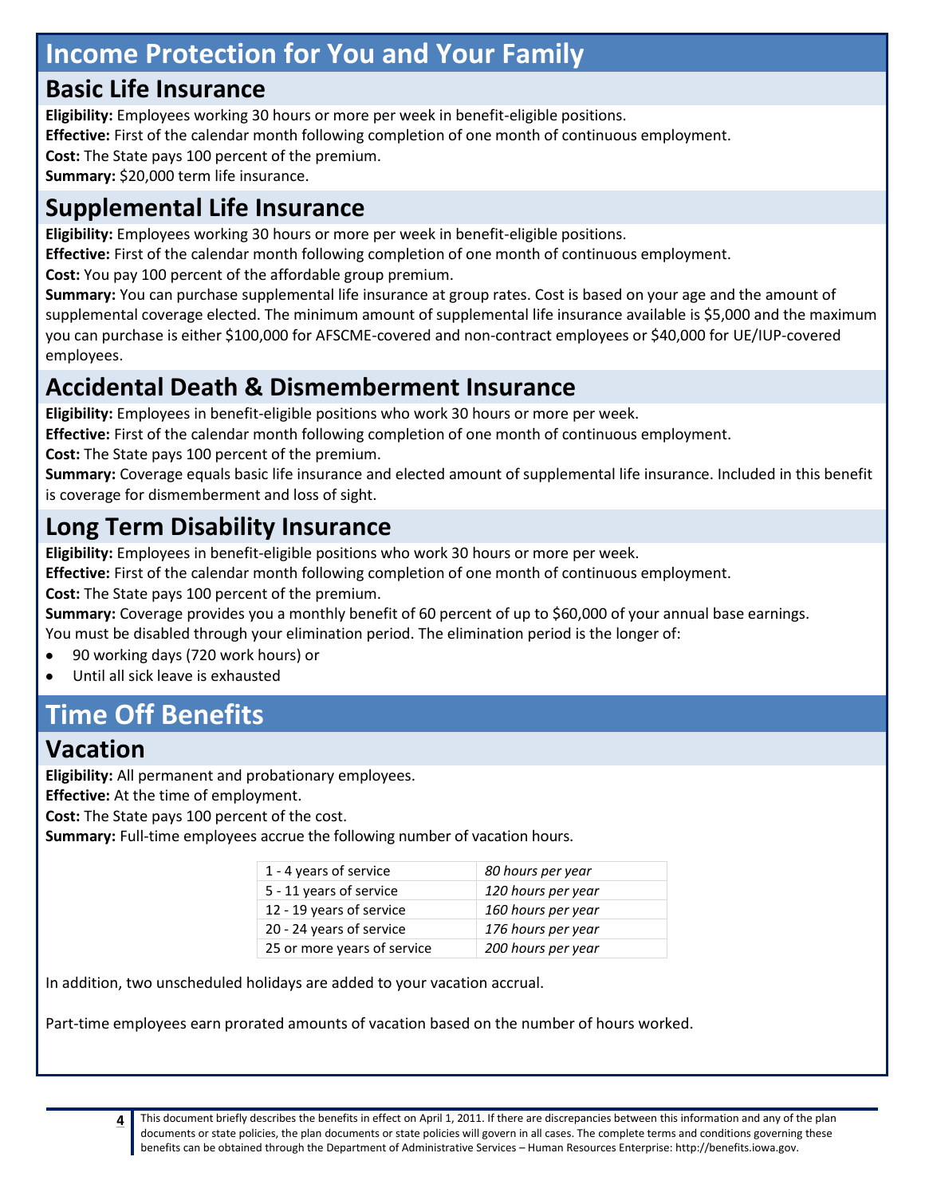# Income Protection for You and Your Family

## Basic Life Insurance

**Eligibility:** Employees working 30 hours or more per week in benefit-eligible positions.
**Effective:** First of the calendar month following completion of one month of continuous employment.
**Cost:** The State pays 100 percent of the premium.
**Summary:** $20,000 term life insurance.

## Supplemental Life Insurance

**Eligibility:** Employees working 30 hours or more per week in benefit-eligible positions.
**Effective:** First of the calendar month following completion of one month of continuous employment.
**Cost:** You pay 100 percent of the affordable group premium.
**Summary:** You can purchase supplemental life insurance at group rates. Cost is based on your age and the amount of supplemental coverage elected. The minimum amount of supplemental life insurance available is $5,000 and the maximum you can purchase is either $100,000 for AFSCME-covered and non-contract employees or $40,000 for UE/IUP-covered employees.

## Accidental Death & Dismemberment Insurance

**Eligibility:** Employees in benefit-eligible positions who work 30 hours or more per week.
**Effective:** First of the calendar month following completion of one month of continuous employment.
**Cost:** The State pays 100 percent of the premium.
**Summary:** Coverage equals basic life insurance and elected amount of supplemental life insurance. Included in this benefit is coverage for dismemberment and loss of sight.

## Long Term Disability Insurance

**Eligibility:** Employees in benefit-eligible positions who work 30 hours or more per week.
**Effective:** First of the calendar month following completion of one month of continuous employment.
**Cost:** The State pays 100 percent of the premium.
**Summary:** Coverage provides you a monthly benefit of 60 percent of up to $60,000 of your annual base earnings. You must be disabled through your elimination period. The elimination period is the longer of:

- 90 working days (720 work hours) or
- Until all sick leave is exhausted

# Time Off Benefits

## Vacation

**Eligibility:** All permanent and probationary employees.
**Effective:** At the time of employment.
**Cost:** The State pays 100 percent of the cost.
**Summary:** Full-time employees accrue the following number of vacation hours.

| Years of service | Hours |
|---|---|
| 1 - 4 years of service | *80 hours per year* |
| 5 - 11 years of service | *120 hours per year* |
| 12 - 19 years of service | *160 hours per year* |
| 20 - 24 years of service | *176 hours per year* |
| 25 or more years of service | *200 hours per year* |

In addition, two unscheduled holidays are added to your vacation accrual.

Part-time employees earn prorated amounts of vacation based on the number of hours worked.

This document briefly describes the benefits in effect on April 1, 2011. If there are discrepancies between this information and any of the plan documents or state policies, the plan documents or state policies will govern in all cases. The complete terms and conditions governing these benefits can be obtained through the Department of Administrative Services – Human Resources Enterprise: http://benefits.iowa.gov.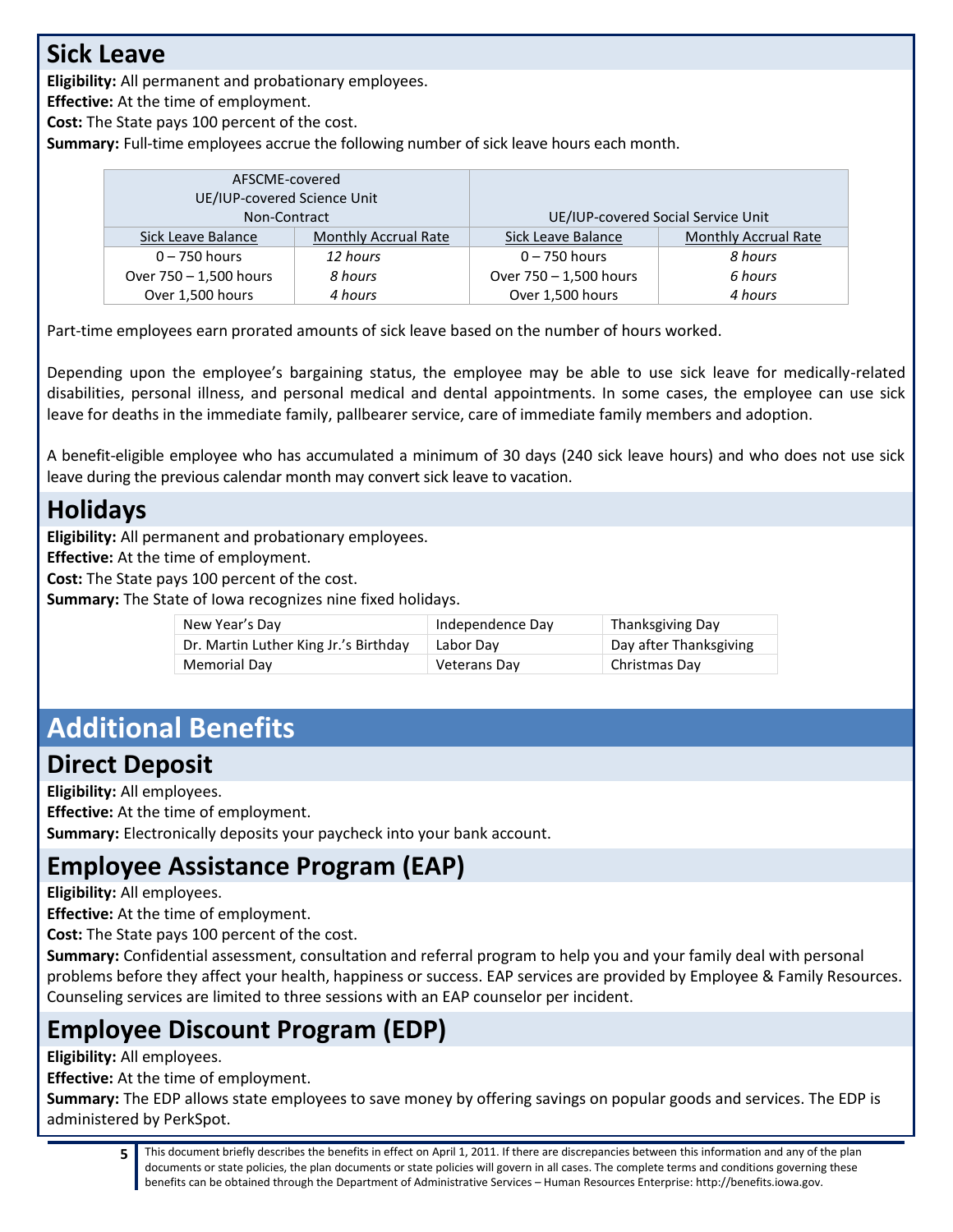## Sick Leave

**Eligibility:** All permanent and probationary employees.

**Effective:** At the time of employment.

**Cost:** The State pays 100 percent of the cost.

**Summary:** Full-time employees accrue the following number of sick leave hours each month.

| AFSCME-covered<br>UE/IUP-covered Science Unit<br>Non-Contract | | UE/IUP-covered Social Service Unit | |
|---|---|---|---|
| Sick Leave Balance | Monthly Accrual Rate | Sick Leave Balance | Monthly Accrual Rate |
| 0 – 750 hours | *12 hours* | 0 – 750 hours | *8 hours* |
| Over 750 – 1,500 hours | *8 hours* | Over 750 – 1,500 hours | *6 hours* |
| Over 1,500 hours | *4 hours* | Over 1,500 hours | *4 hours* |

Part-time employees earn prorated amounts of sick leave based on the number of hours worked.

Depending upon the employee's bargaining status, the employee may be able to use sick leave for medically-related disabilities, personal illness, and personal medical and dental appointments. In some cases, the employee can use sick leave for deaths in the immediate family, pallbearer service, care of immediate family members and adoption.

A benefit-eligible employee who has accumulated a minimum of 30 days (240 sick leave hours) and who does not use sick leave during the previous calendar month may convert sick leave to vacation.

## Holidays

**Eligibility:** All permanent and probationary employees.

**Effective:** At the time of employment.

**Cost:** The State pays 100 percent of the cost.

**Summary:** The State of Iowa recognizes nine fixed holidays.

| | | |
|---|---|---|
| New Year's Day | Independence Day | Thanksgiving Day |
| Dr. Martin Luther King Jr.'s Birthday | Labor Day | Day after Thanksgiving |
| Memorial Day | Veterans Day | Christmas Day |

# Additional Benefits

## Direct Deposit

**Eligibility:** All employees.

**Effective:** At the time of employment.

**Summary:** Electronically deposits your paycheck into your bank account.

## Employee Assistance Program (EAP)

**Eligibility:** All employees.

**Effective:** At the time of employment.

**Cost:** The State pays 100 percent of the cost.

**Summary:** Confidential assessment, consultation and referral program to help you and your family deal with personal problems before they affect your health, happiness or success. EAP services are provided by Employee & Family Resources. Counseling services are limited to three sessions with an EAP counselor per incident.

## Employee Discount Program (EDP)

**Eligibility:** All employees.

**Effective:** At the time of employment.

**Summary:** The EDP allows state employees to save money by offering savings on popular goods and services. The EDP is administered by PerkSpot.

This document briefly describes the benefits in effect on April 1, 2011. If there are discrepancies between this information and any of the plan documents or state policies, the plan documents or state policies will govern in all cases. The complete terms and conditions governing these benefits can be obtained through the Department of Administrative Services – Human Resources Enterprise: http://benefits.iowa.gov.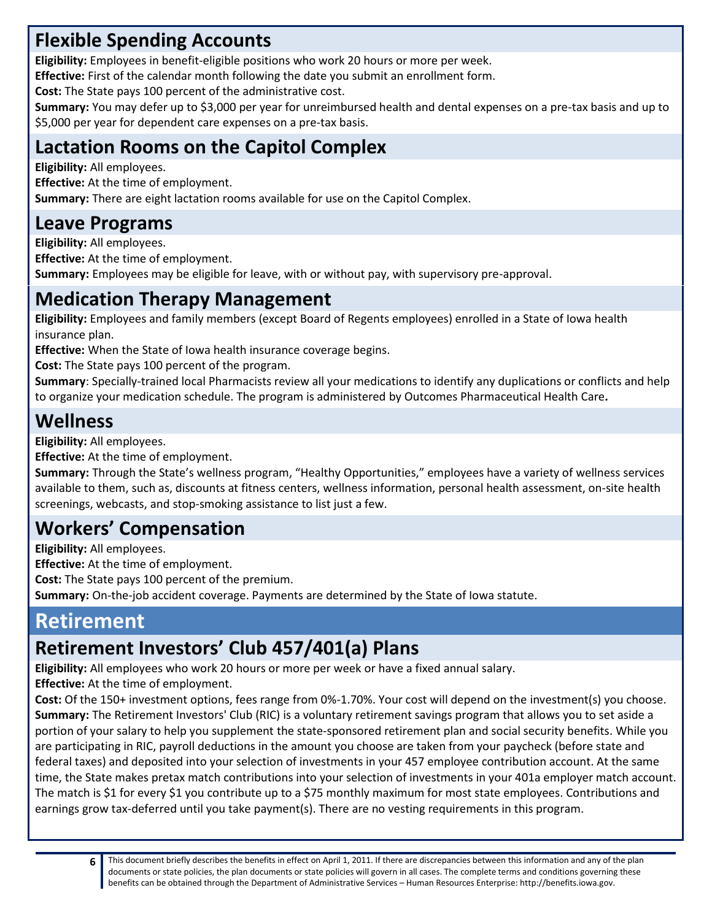## Flexible Spending Accounts

**Eligibility:** Employees in benefit-eligible positions who work 20 hours or more per week.

**Effective:** First of the calendar month following the date you submit an enrollment form.

**Cost:** The State pays 100 percent of the administrative cost.

**Summary:** You may defer up to $3,000 per year for unreimbursed health and dental expenses on a pre-tax basis and up to $5,000 per year for dependent care expenses on a pre-tax basis.

## Lactation Rooms on the Capitol Complex

**Eligibility:** All employees.

**Effective:** At the time of employment.

**Summary:** There are eight lactation rooms available for use on the Capitol Complex.

## Leave Programs

**Eligibility:** All employees.

**Effective:** At the time of employment.

**Summary:** Employees may be eligible for leave, with or without pay, with supervisory pre-approval.

## Medication Therapy Management

**Eligibility:** Employees and family members (except Board of Regents employees) enrolled in a State of Iowa health insurance plan.

**Effective:** When the State of Iowa health insurance coverage begins.

**Cost:** The State pays 100 percent of the program.

**Summary**: Specially-trained local Pharmacists review all your medications to identify any duplications or conflicts and help to organize your medication schedule. The program is administered by Outcomes Pharmaceutical Health Care**.**

## Wellness

**Eligibility:** All employees.

**Effective:** At the time of employment.

**Summary:** Through the State's wellness program, "Healthy Opportunities," employees have a variety of wellness services available to them, such as, discounts at fitness centers, wellness information, personal health assessment, on-site health screenings, webcasts, and stop-smoking assistance to list just a few.

## Workers' Compensation

**Eligibility:** All employees.

**Effective:** At the time of employment.

**Cost:** The State pays 100 percent of the premium.

**Summary:** On-the-job accident coverage. Payments are determined by the State of Iowa statute.

# Retirement

## Retirement Investors' Club 457/401(a) Plans

**Eligibility:** All employees who work 20 hours or more per week or have a fixed annual salary.

**Effective:** At the time of employment.

**Cost:** Of the 150+ investment options, fees range from 0%-1.70%. Your cost will depend on the investment(s) you choose.

**Summary:** The Retirement Investors' Club (RIC) is a voluntary retirement savings program that allows you to set aside a portion of your salary to help you supplement the state-sponsored retirement plan and social security benefits. While you are participating in RIC, payroll deductions in the amount you choose are taken from your paycheck (before state and federal taxes) and deposited into your selection of investments in your 457 employee contribution account. At the same time, the State makes pretax match contributions into your selection of investments in your 401a employer match account. The match is $1 for every $1 you contribute up to a $75 monthly maximum for most state employees. Contributions and earnings grow tax-deferred until you take payment(s). There are no vesting requirements in this program.

This document briefly describes the benefits in effect on April 1, 2011. If there are discrepancies between this information and any of the plan documents or state policies, the plan documents or state policies will govern in all cases. The complete terms and conditions governing these benefits can be obtained through the Department of Administrative Services – Human Resources Enterprise: http://benefits.iowa.gov.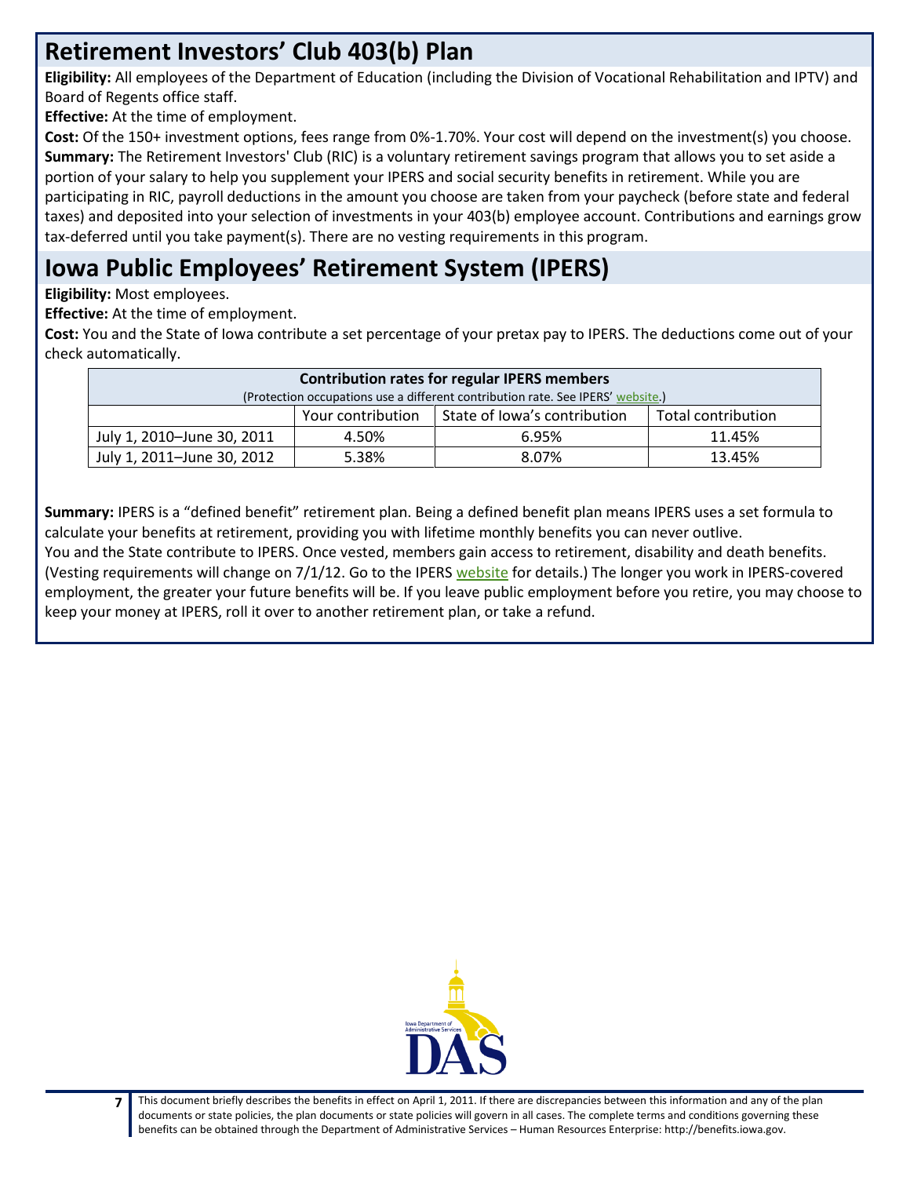## Retirement Investors' Club 403(b) Plan

**Eligibility:** All employees of the Department of Education (including the Division of Vocational Rehabilitation and IPTV) and Board of Regents office staff.

**Effective:** At the time of employment.

**Cost:** Of the 150+ investment options, fees range from 0%-1.70%. Your cost will depend on the investment(s) you choose.

**Summary:** The Retirement Investors' Club (RIC) is a voluntary retirement savings program that allows you to set aside a portion of your salary to help you supplement your IPERS and social security benefits in retirement. While you are participating in RIC, payroll deductions in the amount you choose are taken from your paycheck (before state and federal taxes) and deposited into your selection of investments in your 403(b) employee account. Contributions and earnings grow tax-deferred until you take payment(s). There are no vesting requirements in this program.

## Iowa Public Employees' Retirement System (IPERS)

**Eligibility:** Most employees.

**Effective:** At the time of employment.

**Cost:** You and the State of Iowa contribute a set percentage of your pretax pay to IPERS. The deductions come out of your check automatically.

| Contribution rates for regular IPERS members (Protection occupations use a different contribution rate. See IPERS' website.) | | | |
|---|---|---|---|
| | Your contribution | State of Iowa's contribution | Total contribution |
| July 1, 2010–June 30, 2011 | 4.50% | 6.95% | 11.45% |
| July 1, 2011–June 30, 2012 | 5.38% | 8.07% | 13.45% |

**Summary:** IPERS is a "defined benefit" retirement plan. Being a defined benefit plan means IPERS uses a set formula to calculate your benefits at retirement, providing you with lifetime monthly benefits you can never outlive.

You and the State contribute to IPERS. Once vested, members gain access to retirement, disability and death benefits. (Vesting requirements will change on 7/1/12. Go to the IPERS website for details.) The longer you work in IPERS-covered employment, the greater your future benefits will be. If you leave public employment before you retire, you may choose to keep your money at IPERS, roll it over to another retirement plan, or take a refund.

This document briefly describes the benefits in effect on April 1, 2011. If there are discrepancies between this information and any of the plan documents or state policies, the plan documents or state policies will govern in all cases. The complete terms and conditions governing these benefits can be obtained through the Department of Administrative Services – Human Resources Enterprise: http://benefits.iowa.gov.